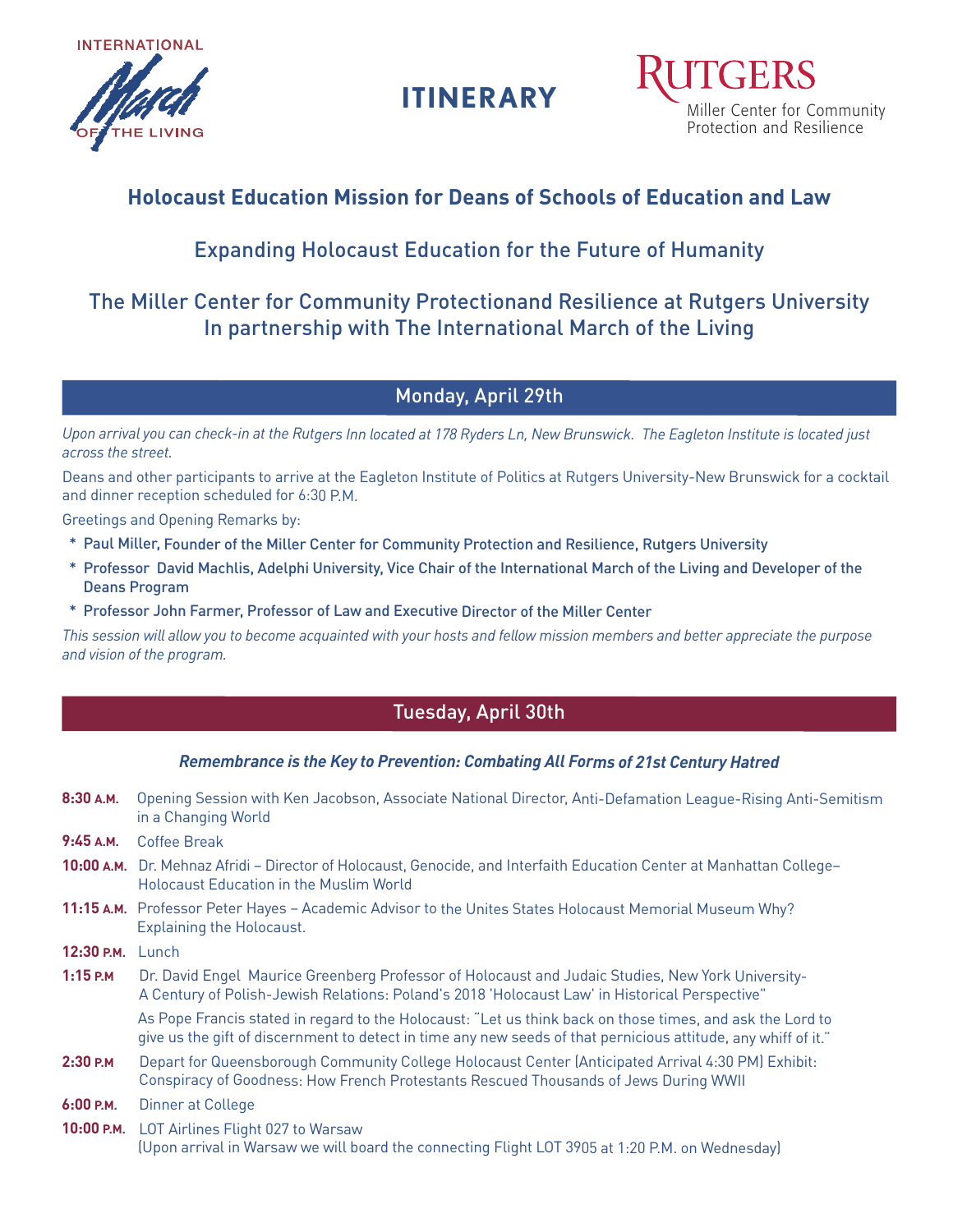INTERNATIONAL March OF THE LIVING

# ITINERARY

RUTGERS
Miller Center for Community Protection and Resilience

## Holocaust Education Mission for Deans of Schools of Education and Law

### Expanding Holocaust Education for the Future of Humanity

### The Miller Center for Community Protectionand Resilience at Rutgers University
### In partnership with The International March of the Living

## Monday, April 29th

*Upon arrival you can check-in at the Rutgers Inn located at 178 Ryders Ln, New Brunswick. The Eagleton Institute is located just across the street.*

Deans and other participants to arrive at the Eagleton Institute of Politics at Rutgers University-New Brunswick for a cocktail and dinner reception scheduled for 6:30 P.M.

Greetings and Opening Remarks by:

* Paul Miller, Founder of the Miller Center for Community Protection and Resilience, Rutgers University
* Professor David Machlis, Adelphi University, Vice Chair of the International March of the Living and Developer of the Deans Program
* Professor John Farmer, Professor of Law and Executive Director of the Miller Center

*This session will allow you to become acquainted with your hosts and fellow mission members and better appreciate the purpose and vision of the program.*

## Tuesday, April 30th

***Remembrance is the Key to Prevention: Combating All Forms of 21st Century Hatred***

**8:30 A.M.** Opening Session with Ken Jacobson, Associate National Director, Anti-Defamation League-Rising Anti-Semitism in a Changing World

**9:45 A.M.** Coffee Break

**10:00 A.M.** Dr. Mehnaz Afridi – Director of Holocaust, Genocide, and Interfaith Education Center at Manhattan College– Holocaust Education in the Muslim World

**11:15 A.M.** Professor Peter Hayes – Academic Advisor to the Unites States Holocaust Memorial Museum Why? Explaining the Holocaust.

**12:30 P.M.** Lunch

**1:15 P.M** Dr. David Engel Maurice Greenberg Professor of Holocaust and Judaic Studies, New York University- A Century of Polish-Jewish Relations: Poland's 2018 'Holocaust Law' in Historical Perspective"

As Pope Francis stated in regard to the Holocaust: "Let us think back on those times, and ask the Lord to give us the gift of discernment to detect in time any new seeds of that pernicious attitude, any whiff of it."

**2:30 P.M** Depart for Queensborough Community College Holocaust Center (Anticipated Arrival 4:30 PM) Exhibit: Conspiracy of Goodness: How French Protestants Rescued Thousands of Jews During WWII

**6:00 P.M.** Dinner at College

**10:00 P.M.** LOT Airlines Flight 027 to Warsaw
(Upon arrival in Warsaw we will board the connecting Flight LOT 3905 at 1:20 P.M. on Wednesday)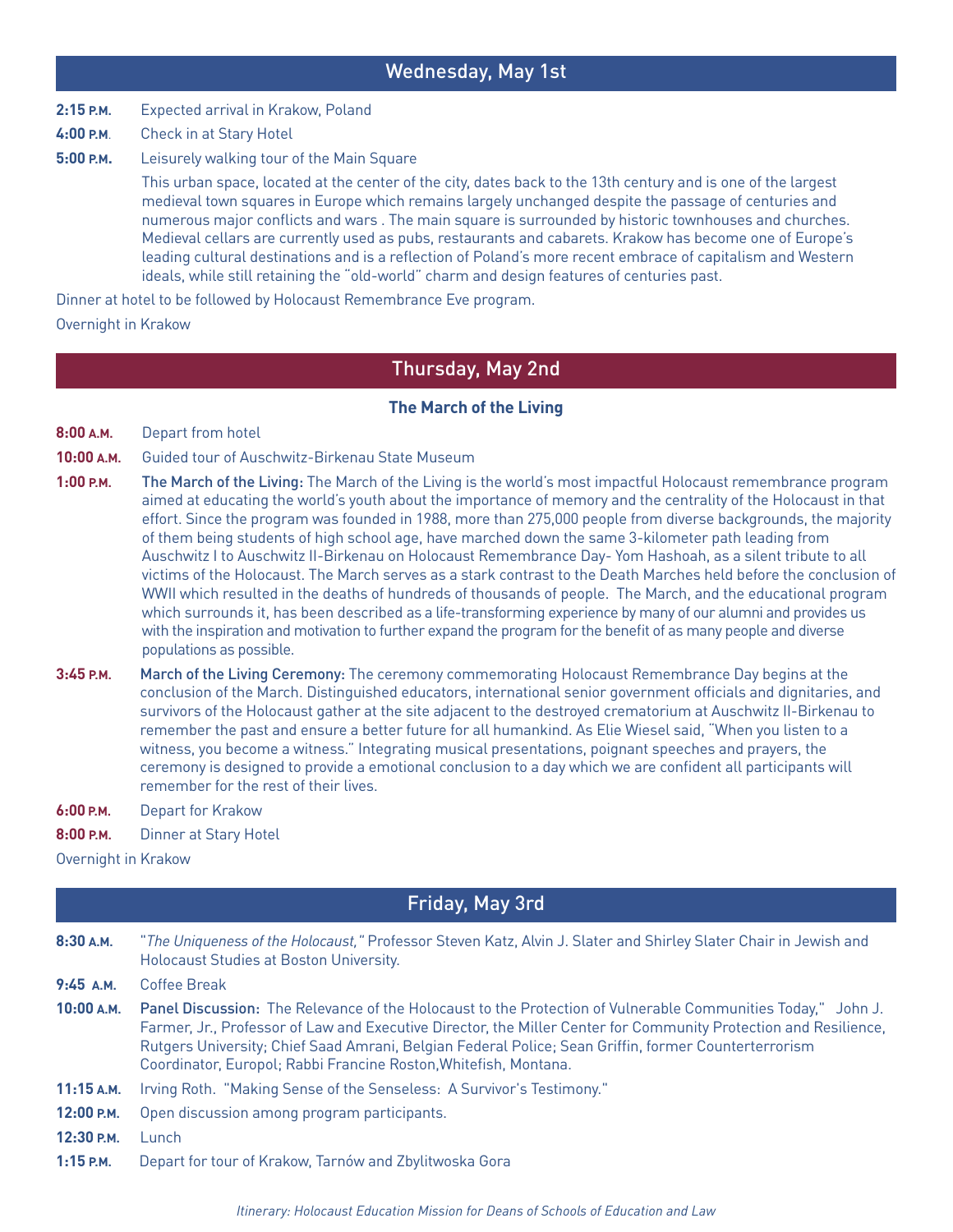## Wednesday, May 1st

**2:15 P.M.** Expected arrival in Krakow, Poland

**4:00 P.M**. Check in at Stary Hotel

**5:00 P.M.** Leisurely walking tour of the Main Square

This urban space, located at the center of the city, dates back to the 13th century and is one of the largest medieval town squares in Europe which remains largely unchanged despite the passage of centuries and numerous major conflicts and wars . The main square is surrounded by historic townhouses and churches. Medieval cellars are currently used as pubs, restaurants and cabarets. Krakow has become one of Europe's leading cultural destinations and is a reflection of Poland's more recent embrace of capitalism and Western ideals, while still retaining the "old-world" charm and design features of centuries past.

Dinner at hotel to be followed by Holocaust Remembrance Eve program.

Overnight in Krakow

## Thursday, May 2nd

### The March of the Living

**8:00 A.M.** Depart from hotel

**10:00 A.M.** Guided tour of Auschwitz-Birkenau State Museum

**1:00 P.M.** The March of the Living: The March of the Living is the world's most impactful Holocaust remembrance program aimed at educating the world's youth about the importance of memory and the centrality of the Holocaust in that effort. Since the program was founded in 1988, more than 275,000 people from diverse backgrounds, the majority of them being students of high school age, have marched down the same 3-kilometer path leading from Auschwitz I to Auschwitz II-Birkenau on Holocaust Remembrance Day- Yom Hashoah, as a silent tribute to all victims of the Holocaust. The March serves as a stark contrast to the Death Marches held before the conclusion of WWII which resulted in the deaths of hundreds of thousands of people. The March, and the educational program which surrounds it, has been described as a life-transforming experience by many of our alumni and provides us with the inspiration and motivation to further expand the program for the benefit of as many people and diverse populations as possible.

**3:45 P.M.** March of the Living Ceremony: The ceremony commemorating Holocaust Remembrance Day begins at the conclusion of the March. Distinguished educators, international senior government officials and dignitaries, and survivors of the Holocaust gather at the site adjacent to the destroyed crematorium at Auschwitz II-Birkenau to remember the past and ensure a better future for all humankind. As Elie Wiesel said, "When you listen to a witness, you become a witness." Integrating musical presentations, poignant speeches and prayers, the ceremony is designed to provide a emotional conclusion to a day which we are confident all participants will remember for the rest of their lives.

**6:00 P.M.** Depart for Krakow

**8:00 P.M.** Dinner at Stary Hotel

Overnight in Krakow

## Friday, May 3rd

**8:30 A.M.** "*The Uniqueness of the Holocaust,"* Professor Steven Katz, Alvin J. Slater and Shirley Slater Chair in Jewish and Holocaust Studies at Boston University.

**9:45 A.M.** Coffee Break

**10:00 A.M.** Panel Discussion: The Relevance of the Holocaust to the Protection of Vulnerable Communities Today," John J. Farmer, Jr., Professor of Law and Executive Director, the Miller Center for Community Protection and Resilience, Rutgers University; Chief Saad Amrani, Belgian Federal Police; Sean Griffin, former Counterterrorism Coordinator, Europol; Rabbi Francine Roston,Whitefish, Montana.

**11:15 A.M.** Irving Roth. "Making Sense of the Senseless: A Survivor's Testimony."

**12:00 P.M.** Open discussion among program participants.

**12:30 P.M.** Lunch

**1:15 P.M.** Depart for tour of Krakow, Tarnów and Zbylitwoska Gora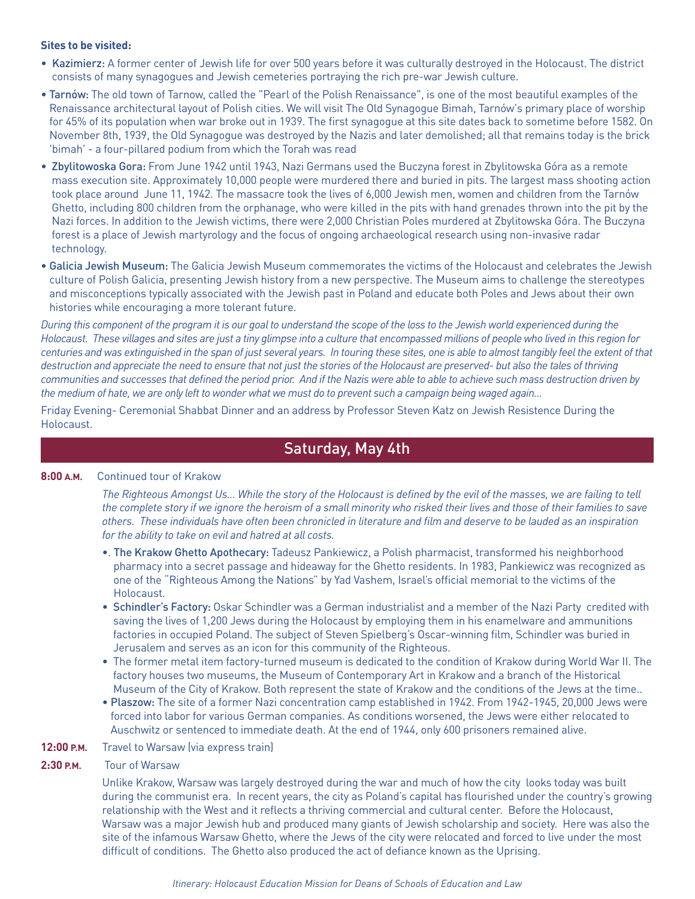**Sites to be visited:**

- **Kazimierz:** A former center of Jewish life for over 500 years before it was culturally destroyed in the Holocaust. The district consists of many synagogues and Jewish cemeteries portraying the rich pre-war Jewish culture.
- **Tarnów:** The old town of Tarnow, called the "Pearl of the Polish Renaissance", is one of the most beautiful examples of the Renaissance architectural layout of Polish cities. We will visit The Old Synagogue Bimah, Tarnów's primary place of worship for 45% of its population when war broke out in 1939. The first synagogue at this site dates back to sometime before 1582. On November 8th, 1939, the Old Synagogue was destroyed by the Nazis and later demolished; all that remains today is the brick 'bimah' - a four-pillared podium from which the Torah was read
- **Zbylitowoska Gora:** From June 1942 until 1943, Nazi Germans used the Buczyna forest in Zbylitowska Góra as a remote mass execution site. Approximately 10,000 people were murdered there and buried in pits. The largest mass shooting action took place around June 11, 1942. The massacre took the lives of 6,000 Jewish men, women and children from the Tarnów Ghetto, including 800 children from the orphanage, who were killed in the pits with hand grenades thrown into the pit by the Nazi forces. In addition to the Jewish victims, there were 2,000 Christian Poles murdered at Zbylitowska Góra. The Buczyna forest is a place of Jewish martyrology and the focus of ongoing archaeological research using non-invasive radar technology.
- **Galicia Jewish Museum:** The Galicia Jewish Museum commemorates the victims of the Holocaust and celebrates the Jewish culture of Polish Galicia, presenting Jewish history from a new perspective. The Museum aims to challenge the stereotypes and misconceptions typically associated with the Jewish past in Poland and educate both Poles and Jews about their own histories while encouraging a more tolerant future.

*During this component of the program it is our goal to understand the scope of the loss to the Jewish world experienced during the Holocaust. These villages and sites are just a tiny glimpse into a culture that encompassed millions of people who lived in this region for centuries and was extinguished in the span of just several years. In touring these sites, one is able to almost tangibly feel the extent of that destruction and appreciate the need to ensure that not just the stories of the Holocaust are preserved- but also the tales of thriving communities and successes that defined the period prior. And if the Nazis were able to able to achieve such mass destruction driven by the medium of hate, we are only left to wonder what we must do to prevent such a campaign being waged again...*

Friday Evening- Ceremonial Shabbat Dinner and an address by Professor Steven Katz on Jewish Resistence During the Holocaust.

## Saturday, May 4th

**8:00 A.M.** Continued tour of Krakow

*The Righteous Amongst Us... While the story of the Holocaust is defined by the evil of the masses, we are failing to tell the complete story if we ignore the heroism of a small minority who risked their lives and those of their families to save others. These individuals have often been chronicled in literature and film and deserve to be lauded as an inspiration for the ability to take on evil and hatred at all costs.*

- . **The Krakow Ghetto Apothecary:** Tadeusz Pankiewicz, a Polish pharmacist, transformed his neighborhood pharmacy into a secret passage and hideaway for the Ghetto residents. In 1983, Pankiewicz was recognized as one of the "Righteous Among the Nations" by Yad Vashem, Israel's official memorial to the victims of the Holocaust.
- **Schindler's Factory:** Oskar Schindler was a German industrialist and a member of the Nazi Party credited with saving the lives of 1,200 Jews during the Holocaust by employing them in his enamelware and ammunitions factories in occupied Poland. The subject of Steven Spielberg's Oscar-winning film, Schindler was buried in Jerusalem and serves as an icon for this community of the Righteous.
- The former metal item factory-turned museum is dedicated to the condition of Krakow during World War II. The factory houses two museums, the Museum of Contemporary Art in Krakow and a branch of the Historical Museum of the City of Krakow. Both represent the state of Krakow and the conditions of the Jews at the time..
- **Plaszow:** The site of a former Nazi concentration camp established in 1942. From 1942-1945, 20,000 Jews were forced into labor for various German companies. As conditions worsened, the Jews were either relocated to Auschwitz or sentenced to immediate death. At the end of 1944, only 600 prisoners remained alive.

**12:00 P.M.** Travel to Warsaw (via express train)

**2:30 P.M.** Tour of Warsaw

Unlike Krakow, Warsaw was largely destroyed during the war and much of how the city looks today was built during the communist era. In recent years, the city as Poland's capital has flourished under the country's growing relationship with the West and it reflects a thriving commercial and cultural center. Before the Holocaust, Warsaw was a major Jewish hub and produced many giants of Jewish scholarship and society. Here was also the site of the infamous Warsaw Ghetto, where the Jews of the city were relocated and forced to live under the most difficult of conditions. The Ghetto also produced the act of defiance known as the Uprising.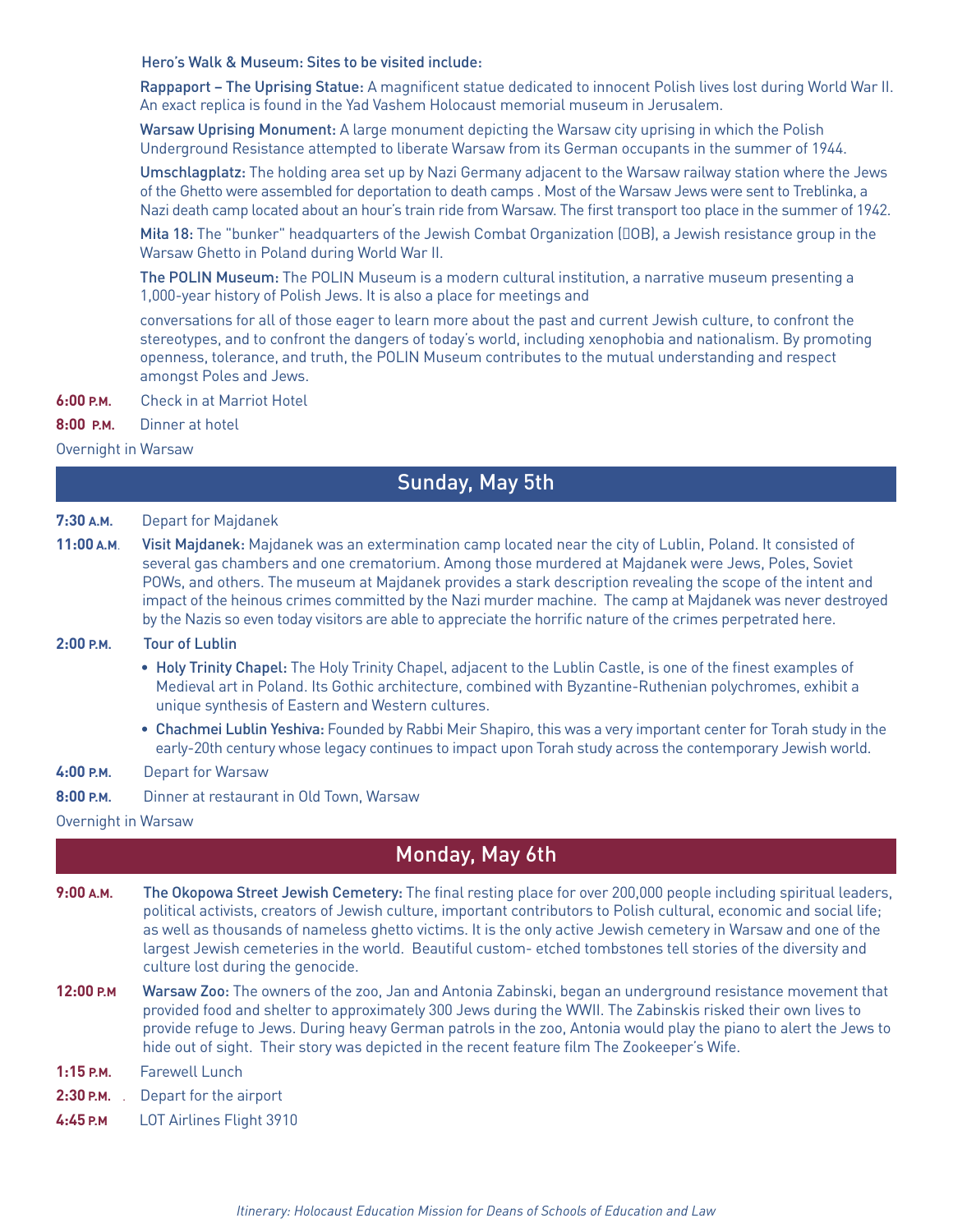Hero's Walk & Museum: Sites to be visited include:

**Rappaport – The Uprising Statue:** A magnificent statue dedicated to innocent Polish lives lost during World War II. An exact replica is found in the Yad Vashem Holocaust memorial museum in Jerusalem.

**Warsaw Uprising Monument:** A large monument depicting the Warsaw city uprising in which the Polish Underground Resistance attempted to liberate Warsaw from its German occupants in the summer of 1944.

**Umschlagplatz:** The holding area set up by Nazi Germany adjacent to the Warsaw railway station where the Jews of the Ghetto were assembled for deportation to death camps . Most of the Warsaw Jews were sent to Treblinka, a Nazi death camp located about an hour's train ride from Warsaw. The first transport too place in the summer of 1942.

**Miła 18:** The "bunker" headquarters of the Jewish Combat Organization (ŻOB), a Jewish resistance group in the Warsaw Ghetto in Poland during World War II.

**The POLIN Museum:** The POLIN Museum is a modern cultural institution, a narrative museum presenting a 1,000-year history of Polish Jews. It is also a place for meetings and

conversations for all of those eager to learn more about the past and current Jewish culture, to confront the stereotypes, and to confront the dangers of today's world, including xenophobia and nationalism. By promoting openness, tolerance, and truth, the POLIN Museum contributes to the mutual understanding and respect amongst Poles and Jews.

**6:00 P.M.** Check in at Marriot Hotel

**8:00 P.M.** Dinner at hotel

Overnight in Warsaw

## Sunday, May 5th

**7:30 A.M.** Depart for Majdanek

**11:00 A.M.** **Visit Majdanek:** Majdanek was an extermination camp located near the city of Lublin, Poland. It consisted of several gas chambers and one crematorium. Among those murdered at Majdanek were Jews, Poles, Soviet POWs, and others. The museum at Majdanek provides a stark description revealing the scope of the intent and impact of the heinous crimes committed by the Nazi murder machine. The camp at Majdanek was never destroyed by the Nazis so even today visitors are able to appreciate the horrific nature of the crimes perpetrated here.

**2:00 P.M.** Tour of Lublin

- **Holy Trinity Chapel:** The Holy Trinity Chapel, adjacent to the Lublin Castle, is one of the finest examples of Medieval art in Poland. Its Gothic architecture, combined with Byzantine-Ruthenian polychromes, exhibit a unique synthesis of Eastern and Western cultures.
- **Chachmei Lublin Yeshiva:** Founded by Rabbi Meir Shapiro, this was a very important center for Torah study in the early-20th century whose legacy continues to impact upon Torah study across the contemporary Jewish world.

**4:00 P.M.** Depart for Warsaw

**8:00 P.M.** Dinner at restaurant in Old Town, Warsaw

Overnight in Warsaw

## Monday, May 6th

**9:00 A.M.** **The Okopowa Street Jewish Cemetery:** The final resting place for over 200,000 people including spiritual leaders, political activists, creators of Jewish culture, important contributors to Polish cultural, economic and social life; as well as thousands of nameless ghetto victims. It is the only active Jewish cemetery in Warsaw and one of the largest Jewish cemeteries in the world. Beautiful custom- etched tombstones tell stories of the diversity and culture lost during the genocide.

**12:00 P.M** **Warsaw Zoo:** The owners of the zoo, Jan and Antonia Zabinski, began an underground resistance movement that provided food and shelter to approximately 300 Jews during the WWII. The Zabinskis risked their own lives to provide refuge to Jews. During heavy German patrols in the zoo, Antonia would play the piano to alert the Jews to hide out of sight. Their story was depicted in the recent feature film The Zookeeper's Wife.

**1:15 P.M.** Farewell Lunch

**2:30 P.M.** Depart for the airport

**4:45 P.M** LOT Airlines Flight 3910